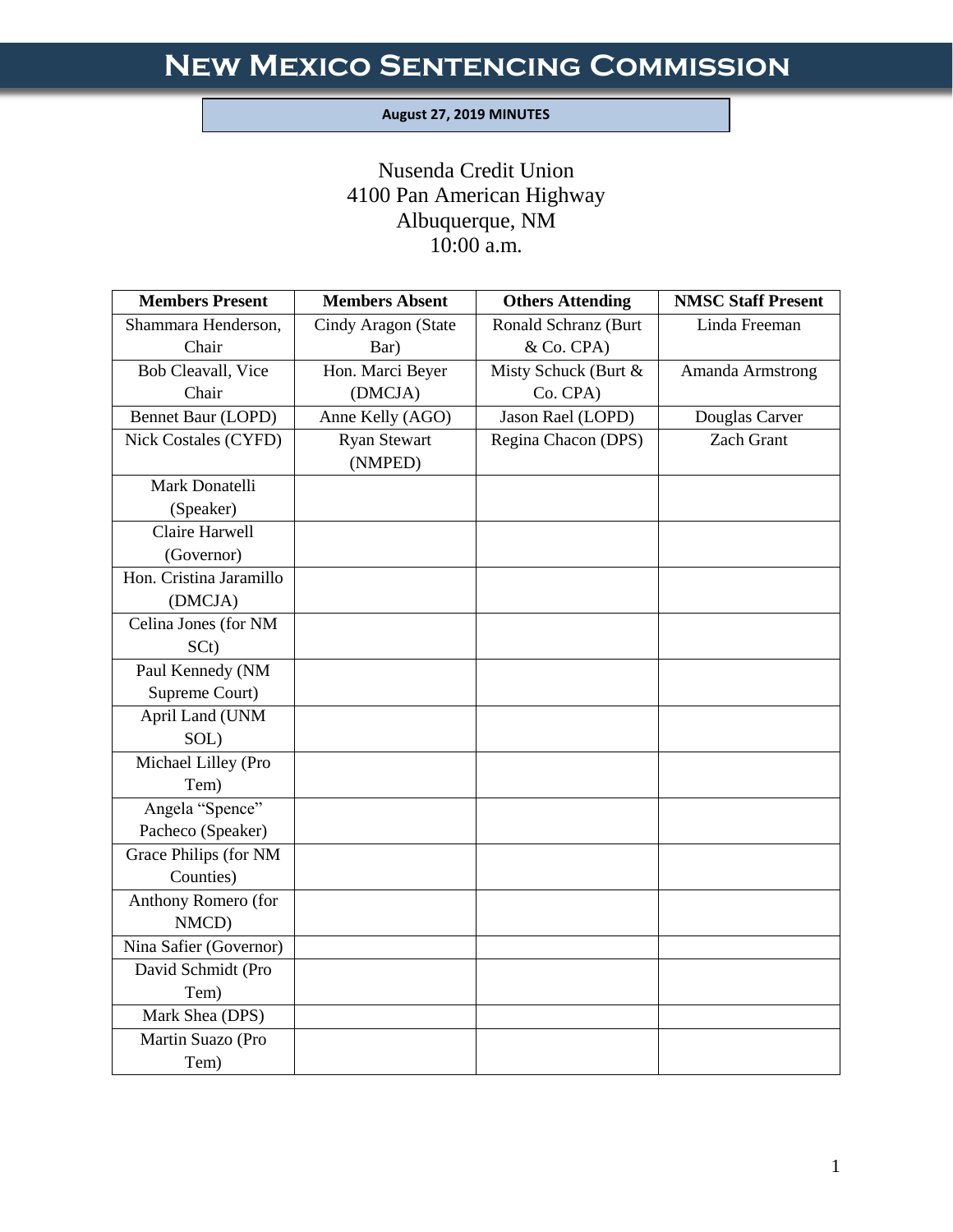# New Mexico Sentencing Commission

**August 27, 2019 MINUTES**

Nusenda Credit Union
4100 Pan American Highway
Albuquerque, NM
10:00 a.m.

| Members Present | Members Absent | Others Attending | NMSC Staff Present |
|---|---|---|---|
| Shammara Henderson, Chair | Cindy Aragon (State Bar) | Ronald Schranz (Burt & Co. CPA) | Linda Freeman |
| Bob Cleavall, Vice Chair | Hon. Marci Beyer (DMCJA) | Misty Schuck (Burt & Co. CPA) | Amanda Armstrong |
| Bennet Baur (LOPD) | Anne Kelly (AGO) | Jason Rael (LOPD) | Douglas Carver |
| Nick Costales (CYFD) | Ryan Stewart (NMPED) | Regina Chacon (DPS) | Zach Grant |
| Mark Donatelli (Speaker) | | | |
| Claire Harwell (Governor) | | | |
| Hon. Cristina Jaramillo (DMCJA) | | | |
| Celina Jones (for NM SCt) | | | |
| Paul Kennedy (NM Supreme Court) | | | |
| April Land (UNM SOL) | | | |
| Michael Lilley (Pro Tem) | | | |
| Angela "Spence" Pacheco (Speaker) | | | |
| Grace Philips (for NM Counties) | | | |
| Anthony Romero (for NMCD) | | | |
| Nina Safier (Governor) | | | |
| David Schmidt (Pro Tem) | | | |
| Mark Shea (DPS) | | | |
| Martin Suazo (Pro Tem) | | | |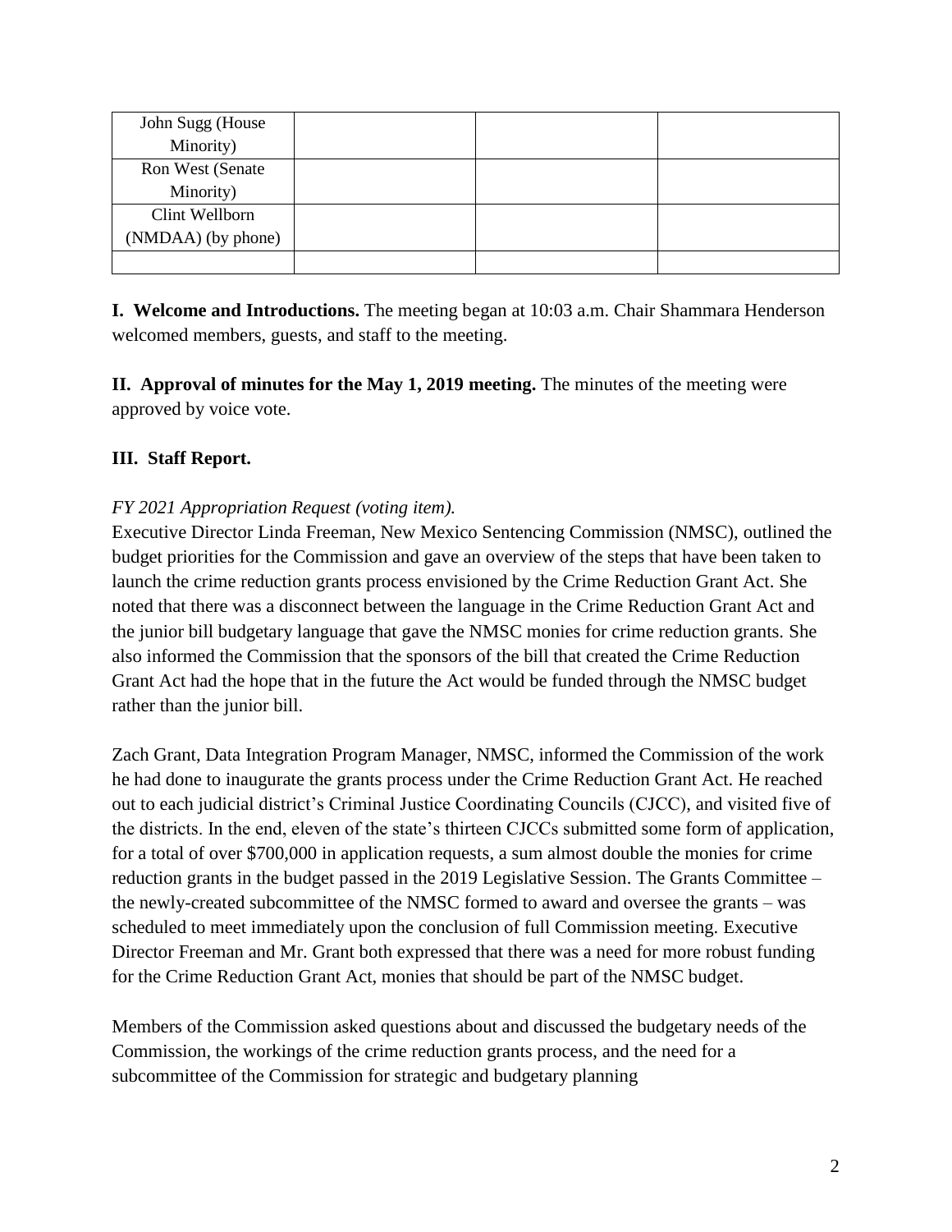| | | | |
|---|---|---|---|
| John Sugg (House Minority) | | | |
| Ron West (Senate Minority) | | | |
| Clint Wellborn (NMDAA) (by phone) | | | |
| | | | |

**I. Welcome and Introductions.** The meeting began at 10:03 a.m. Chair Shammara Henderson welcomed members, guests, and staff to the meeting.

**II. Approval of minutes for the May 1, 2019 meeting.** The minutes of the meeting were approved by voice vote.

**III. Staff Report.**

*FY 2021 Appropriation Request (voting item).*

Executive Director Linda Freeman, New Mexico Sentencing Commission (NMSC), outlined the budget priorities for the Commission and gave an overview of the steps that have been taken to launch the crime reduction grants process envisioned by the Crime Reduction Grant Act. She noted that there was a disconnect between the language in the Crime Reduction Grant Act and the junior bill budgetary language that gave the NMSC monies for crime reduction grants. She also informed the Commission that the sponsors of the bill that created the Crime Reduction Grant Act had the hope that in the future the Act would be funded through the NMSC budget rather than the junior bill.

Zach Grant, Data Integration Program Manager, NMSC, informed the Commission of the work he had done to inaugurate the grants process under the Crime Reduction Grant Act. He reached out to each judicial district's Criminal Justice Coordinating Councils (CJCC), and visited five of the districts. In the end, eleven of the state's thirteen CJCCs submitted some form of application, for a total of over $700,000 in application requests, a sum almost double the monies for crime reduction grants in the budget passed in the 2019 Legislative Session. The Grants Committee – the newly-created subcommittee of the NMSC formed to award and oversee the grants – was scheduled to meet immediately upon the conclusion of full Commission meeting. Executive Director Freeman and Mr. Grant both expressed that there was a need for more robust funding for the Crime Reduction Grant Act, monies that should be part of the NMSC budget.

Members of the Commission asked questions about and discussed the budgetary needs of the Commission, the workings of the crime reduction grants process, and the need for a subcommittee of the Commission for strategic and budgetary planning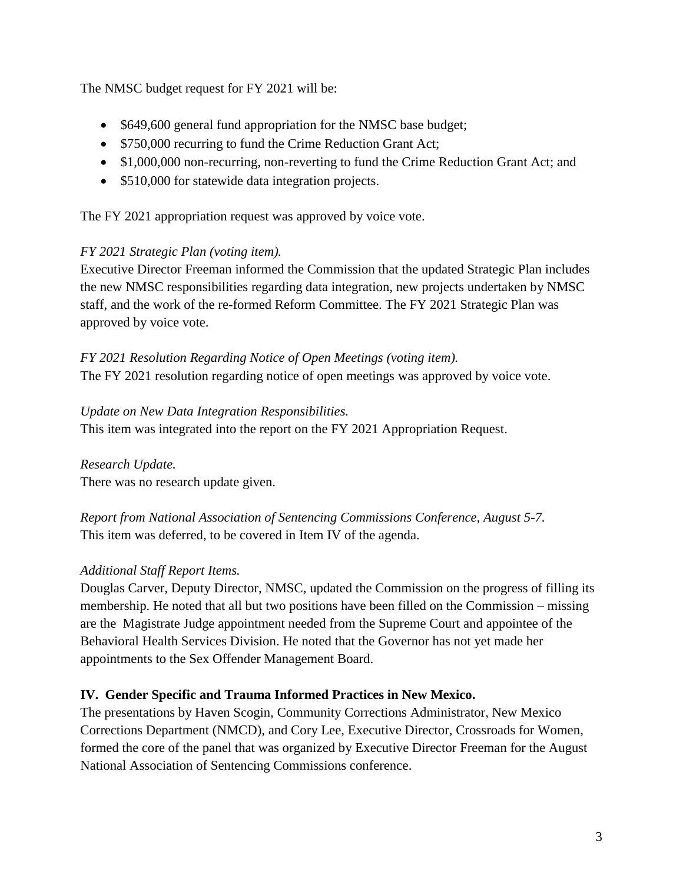The NMSC budget request for FY 2021 will be:

- $649,600 general fund appropriation for the NMSC base budget;
- $750,000 recurring to fund the Crime Reduction Grant Act;
- $1,000,000 non-recurring, non-reverting to fund the Crime Reduction Grant Act; and
- $510,000 for statewide data integration projects.

The FY 2021 appropriation request was approved by voice vote.

*FY 2021 Strategic Plan (voting item).*
Executive Director Freeman informed the Commission that the updated Strategic Plan includes the new NMSC responsibilities regarding data integration, new projects undertaken by NMSC staff, and the work of the re-formed Reform Committee. The FY 2021 Strategic Plan was approved by voice vote.

*FY 2021 Resolution Regarding Notice of Open Meetings (voting item).*
The FY 2021 resolution regarding notice of open meetings was approved by voice vote.

*Update on New Data Integration Responsibilities.*
This item was integrated into the report on the FY 2021 Appropriation Request.

*Research Update.*
There was no research update given.

*Report from National Association of Sentencing Commissions Conference, August 5-7.*
This item was deferred, to be covered in Item IV of the agenda.

*Additional Staff Report Items.*
Douglas Carver, Deputy Director, NMSC, updated the Commission on the progress of filling its membership. He noted that all but two positions have been filled on the Commission – missing are the Magistrate Judge appointment needed from the Supreme Court and appointee of the Behavioral Health Services Division. He noted that the Governor has not yet made her appointments to the Sex Offender Management Board.

**IV. Gender Specific and Trauma Informed Practices in New Mexico.**

The presentations by Haven Scogin, Community Corrections Administrator, New Mexico Corrections Department (NMCD), and Cory Lee, Executive Director, Crossroads for Women, formed the core of the panel that was organized by Executive Director Freeman for the August National Association of Sentencing Commissions conference.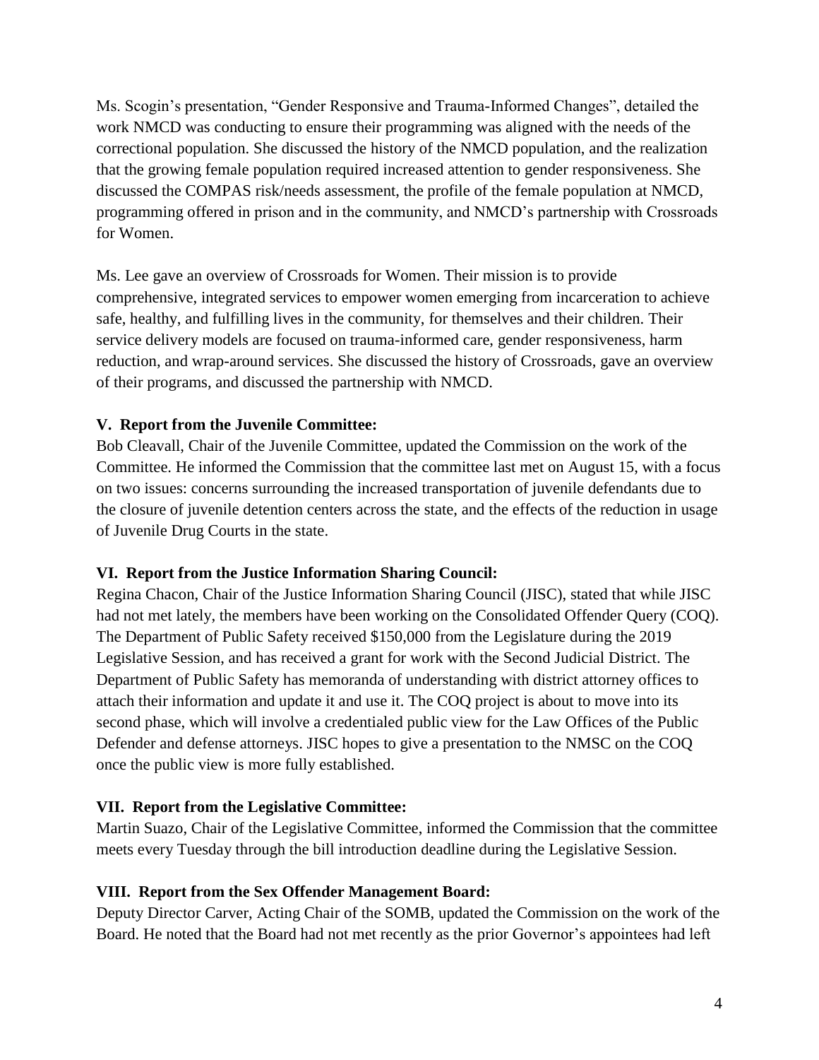Ms. Scogin's presentation, "Gender Responsive and Trauma-Informed Changes", detailed the work NMCD was conducting to ensure their programming was aligned with the needs of the correctional population. She discussed the history of the NMCD population, and the realization that the growing female population required increased attention to gender responsiveness. She discussed the COMPAS risk/needs assessment, the profile of the female population at NMCD, programming offered in prison and in the community, and NMCD's partnership with Crossroads for Women.

Ms. Lee gave an overview of Crossroads for Women. Their mission is to provide comprehensive, integrated services to empower women emerging from incarceration to achieve safe, healthy, and fulfilling lives in the community, for themselves and their children. Their service delivery models are focused on trauma-informed care, gender responsiveness, harm reduction, and wrap-around services. She discussed the history of Crossroads, gave an overview of their programs, and discussed the partnership with NMCD.

**V. Report from the Juvenile Committee:**

Bob Cleavall, Chair of the Juvenile Committee, updated the Commission on the work of the Committee. He informed the Commission that the committee last met on August 15, with a focus on two issues: concerns surrounding the increased transportation of juvenile defendants due to the closure of juvenile detention centers across the state, and the effects of the reduction in usage of Juvenile Drug Courts in the state.

**VI. Report from the Justice Information Sharing Council:**

Regina Chacon, Chair of the Justice Information Sharing Council (JISC), stated that while JISC had not met lately, the members have been working on the Consolidated Offender Query (COQ). The Department of Public Safety received $150,000 from the Legislature during the 2019 Legislative Session, and has received a grant for work with the Second Judicial District. The Department of Public Safety has memoranda of understanding with district attorney offices to attach their information and update it and use it. The COQ project is about to move into its second phase, which will involve a credentialed public view for the Law Offices of the Public Defender and defense attorneys. JISC hopes to give a presentation to the NMSC on the COQ once the public view is more fully established.

**VII. Report from the Legislative Committee:**

Martin Suazo, Chair of the Legislative Committee, informed the Commission that the committee meets every Tuesday through the bill introduction deadline during the Legislative Session.

**VIII. Report from the Sex Offender Management Board:**

Deputy Director Carver, Acting Chair of the SOMB, updated the Commission on the work of the Board. He noted that the Board had not met recently as the prior Governor's appointees had left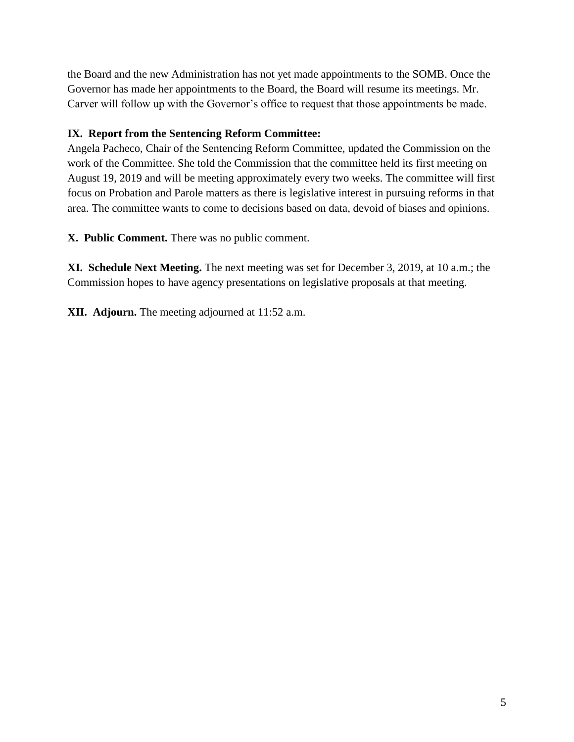the Board and the new Administration has not yet made appointments to the SOMB. Once the Governor has made her appointments to the Board, the Board will resume its meetings. Mr. Carver will follow up with the Governor's office to request that those appointments be made.

**IX. Report from the Sentencing Reform Committee:**
Angela Pacheco, Chair of the Sentencing Reform Committee, updated the Commission on the work of the Committee. She told the Commission that the committee held its first meeting on August 19, 2019 and will be meeting approximately every two weeks. The committee will first focus on Probation and Parole matters as there is legislative interest in pursuing reforms in that area. The committee wants to come to decisions based on data, devoid of biases and opinions.

**X. Public Comment.** There was no public comment.

**XI. Schedule Next Meeting.** The next meeting was set for December 3, 2019, at 10 a.m.; the Commission hopes to have agency presentations on legislative proposals at that meeting.

**XII. Adjourn.** The meeting adjourned at 11:52 a.m.